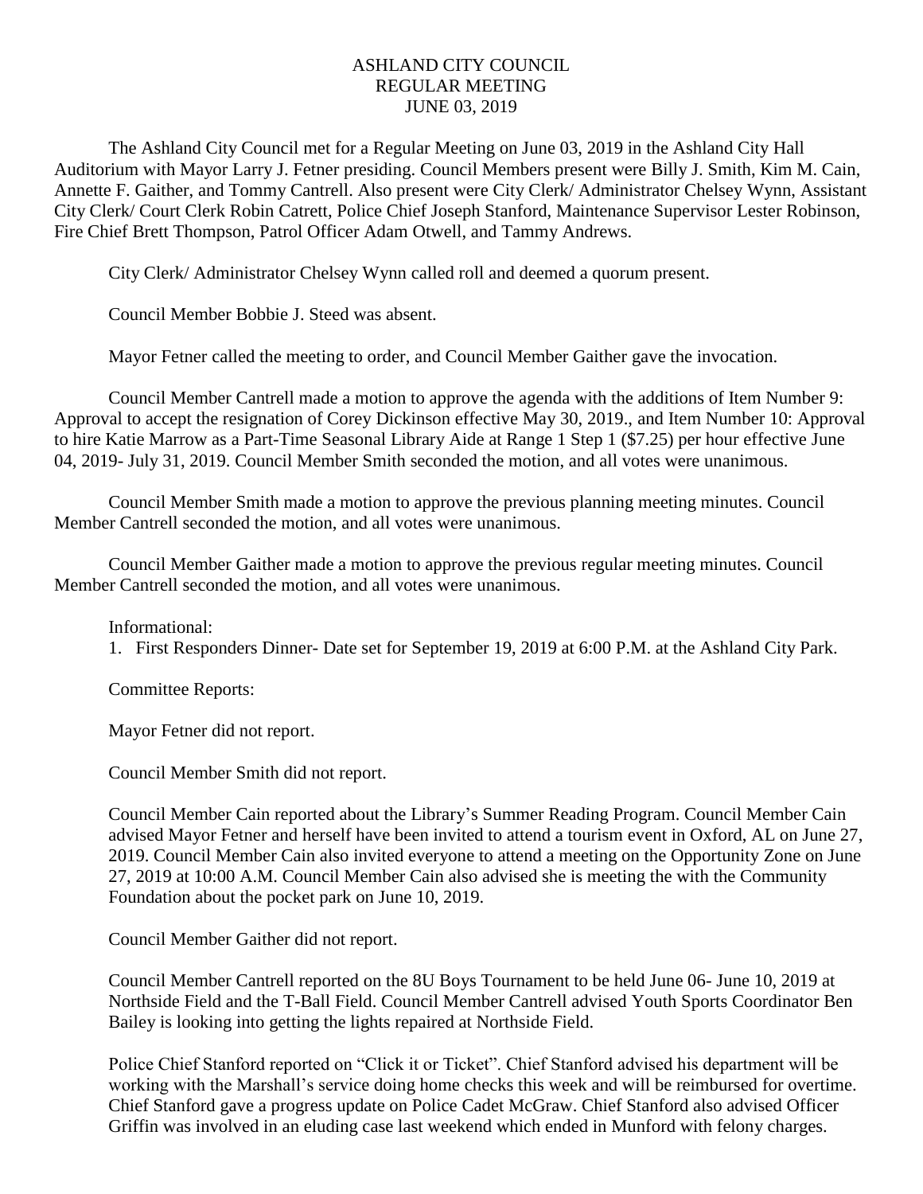# ASHLAND CITY COUNCIL
## REGULAR MEETING
## JUNE 03, 2019

The Ashland City Council met for a Regular Meeting on June 03, 2019 in the Ashland City Hall Auditorium with Mayor Larry J. Fetner presiding. Council Members present were Billy J. Smith, Kim M. Cain, Annette F. Gaither, and Tommy Cantrell. Also present were City Clerk/ Administrator Chelsey Wynn, Assistant City Clerk/ Court Clerk Robin Catrett, Police Chief Joseph Stanford, Maintenance Supervisor Lester Robinson, Fire Chief Brett Thompson, Patrol Officer Adam Otwell, and Tammy Andrews.

City Clerk/ Administrator Chelsey Wynn called roll and deemed a quorum present.

Council Member Bobbie J. Steed was absent.

Mayor Fetner called the meeting to order, and Council Member Gaither gave the invocation.

Council Member Cantrell made a motion to approve the agenda with the additions of Item Number 9: Approval to accept the resignation of Corey Dickinson effective May 30, 2019., and Item Number 10: Approval to hire Katie Marrow as a Part-Time Seasonal Library Aide at Range 1 Step 1 ($7.25) per hour effective June 04, 2019- July 31, 2019. Council Member Smith seconded the motion, and all votes were unanimous.

Council Member Smith made a motion to approve the previous planning meeting minutes. Council Member Cantrell seconded the motion, and all votes were unanimous.

Council Member Gaither made a motion to approve the previous regular meeting minutes. Council Member Cantrell seconded the motion, and all votes were unanimous.

Informational:

1. First Responders Dinner- Date set for September 19, 2019 at 6:00 P.M. at the Ashland City Park.

Committee Reports:

Mayor Fetner did not report.

Council Member Smith did not report.

Council Member Cain reported about the Library's Summer Reading Program. Council Member Cain advised Mayor Fetner and herself have been invited to attend a tourism event in Oxford, AL on June 27, 2019. Council Member Cain also invited everyone to attend a meeting on the Opportunity Zone on June 27, 2019 at 10:00 A.M. Council Member Cain also advised she is meeting the with the Community Foundation about the pocket park on June 10, 2019.

Council Member Gaither did not report.

Council Member Cantrell reported on the 8U Boys Tournament to be held June 06- June 10, 2019 at Northside Field and the T-Ball Field. Council Member Cantrell advised Youth Sports Coordinator Ben Bailey is looking into getting the lights repaired at Northside Field.

Police Chief Stanford reported on "Click it or Ticket". Chief Stanford advised his department will be working with the Marshall's service doing home checks this week and will be reimbursed for overtime. Chief Stanford gave a progress update on Police Cadet McGraw. Chief Stanford also advised Officer Griffin was involved in an eluding case last weekend which ended in Munford with felony charges.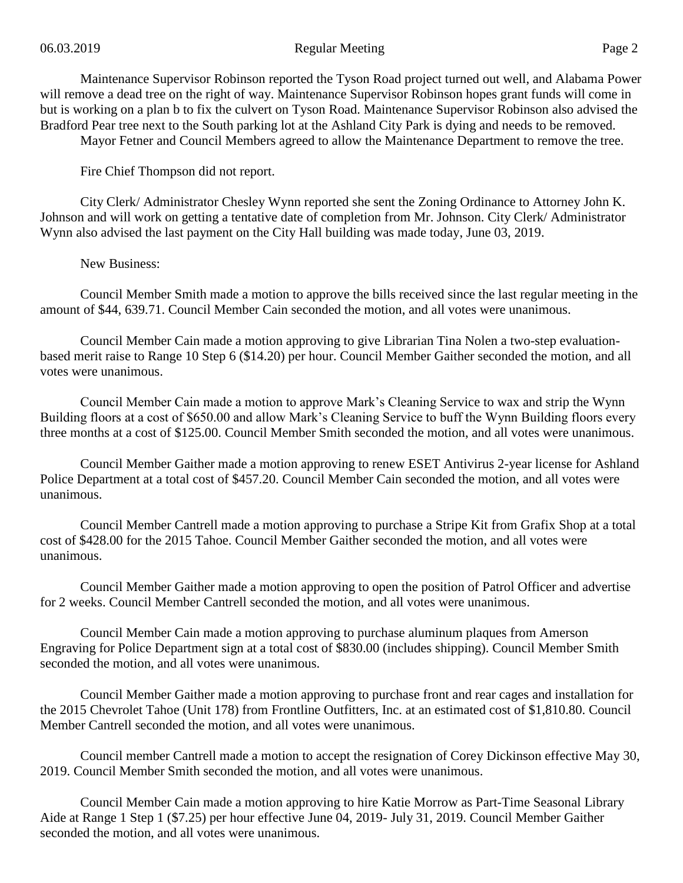Maintenance Supervisor Robinson reported the Tyson Road project turned out well, and Alabama Power will remove a dead tree on the right of way. Maintenance Supervisor Robinson hopes grant funds will come in but is working on a plan b to fix the culvert on Tyson Road. Maintenance Supervisor Robinson also advised the Bradford Pear tree next to the South parking lot at the Ashland City Park is dying and needs to be removed.

Mayor Fetner and Council Members agreed to allow the Maintenance Department to remove the tree.

Fire Chief Thompson did not report.

City Clerk/ Administrator Chesley Wynn reported she sent the Zoning Ordinance to Attorney John K. Johnson and will work on getting a tentative date of completion from Mr. Johnson. City Clerk/ Administrator Wynn also advised the last payment on the City Hall building was made today, June 03, 2019.

New Business:

Council Member Smith made a motion to approve the bills received since the last regular meeting in the amount of $44, 639.71. Council Member Cain seconded the motion, and all votes were unanimous.

Council Member Cain made a motion approving to give Librarian Tina Nolen a two-step evaluation-based merit raise to Range 10 Step 6 ($14.20) per hour. Council Member Gaither seconded the motion, and all votes were unanimous.

Council Member Cain made a motion to approve Mark's Cleaning Service to wax and strip the Wynn Building floors at a cost of $650.00 and allow Mark's Cleaning Service to buff the Wynn Building floors every three months at a cost of $125.00. Council Member Smith seconded the motion, and all votes were unanimous.

Council Member Gaither made a motion approving to renew ESET Antivirus 2-year license for Ashland Police Department at a total cost of $457.20. Council Member Cain seconded the motion, and all votes were unanimous.

Council Member Cantrell made a motion approving to purchase a Stripe Kit from Grafix Shop at a total cost of $428.00 for the 2015 Tahoe. Council Member Gaither seconded the motion, and all votes were unanimous.

Council Member Gaither made a motion approving to open the position of Patrol Officer and advertise for 2 weeks. Council Member Cantrell seconded the motion, and all votes were unanimous.

Council Member Cain made a motion approving to purchase aluminum plaques from Amerson Engraving for Police Department sign at a total cost of $830.00 (includes shipping). Council Member Smith seconded the motion, and all votes were unanimous.

Council Member Gaither made a motion approving to purchase front and rear cages and installation for the 2015 Chevrolet Tahoe (Unit 178) from Frontline Outfitters, Inc. at an estimated cost of $1,810.80. Council Member Cantrell seconded the motion, and all votes were unanimous.

Council member Cantrell made a motion to accept the resignation of Corey Dickinson effective May 30, 2019. Council Member Smith seconded the motion, and all votes were unanimous.

Council Member Cain made a motion approving to hire Katie Morrow as Part-Time Seasonal Library Aide at Range 1 Step 1 ($7.25) per hour effective June 04, 2019- July 31, 2019. Council Member Gaither seconded the motion, and all votes were unanimous.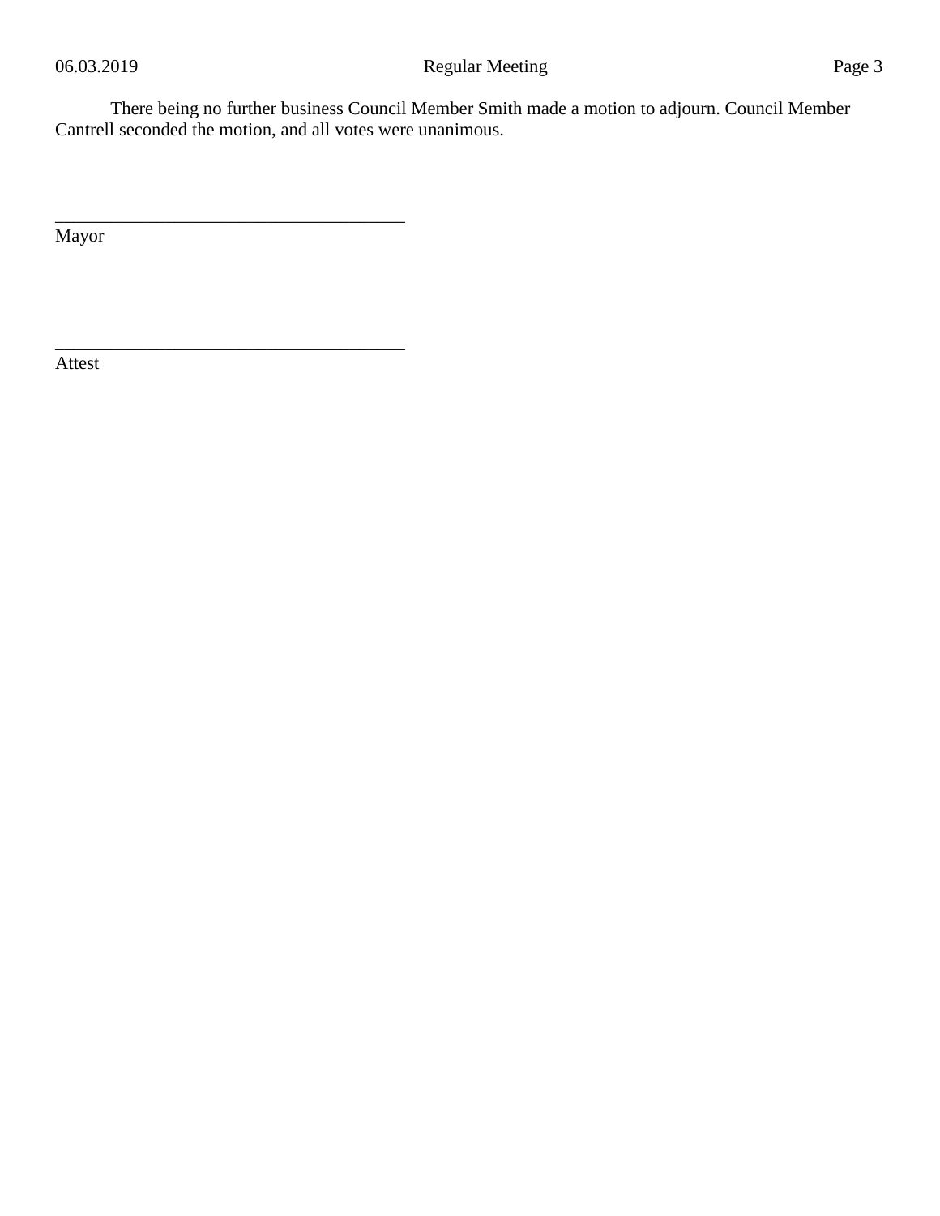There being no further business Council Member Smith made a motion to adjourn. Council Member Cantrell seconded the motion, and all votes were unanimous.

_______________________________________
Mayor

_______________________________________
Attest